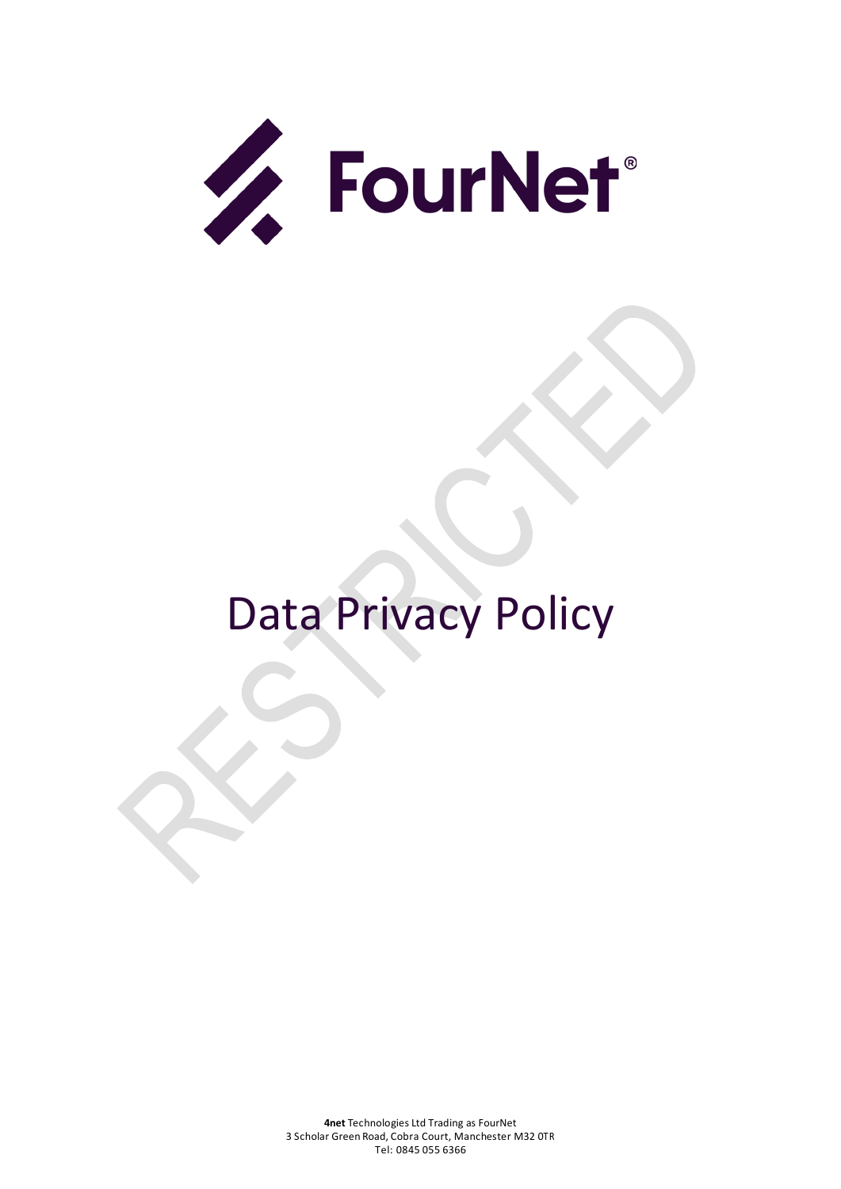FourNet®

RESTRICTED

# Data Privacy Policy

**4net** Technologies Ltd Trading as FourNet
3 Scholar Green Road, Cobra Court, Manchester M32 0TR
Tel: 0845 055 6366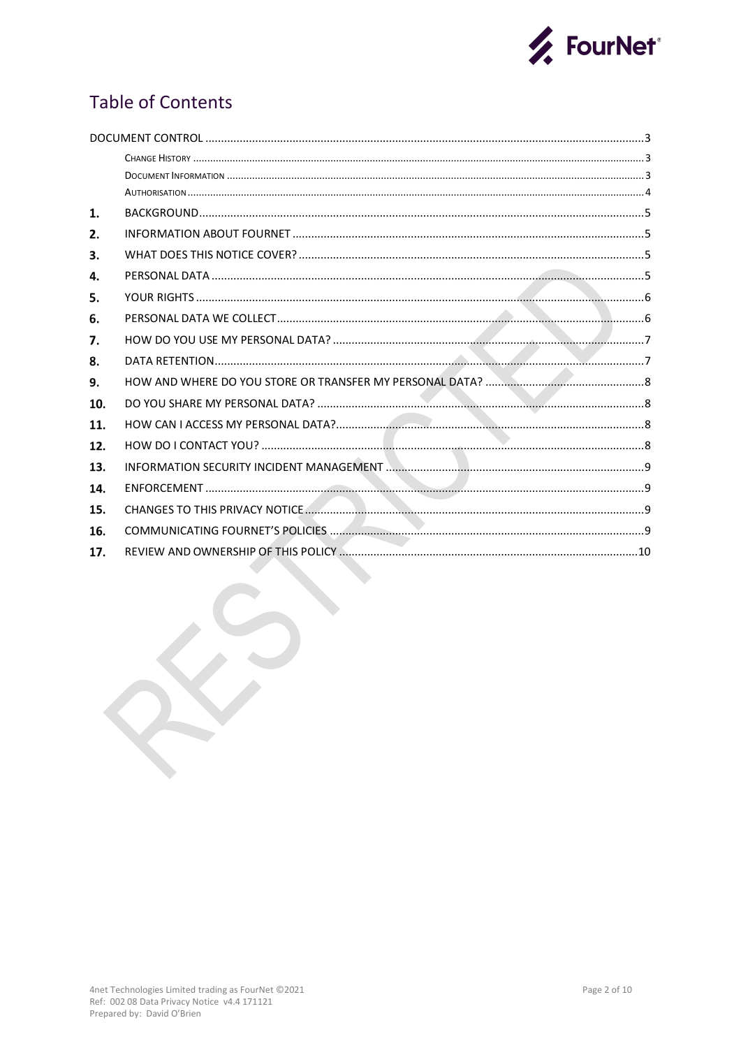# Table of Contents

DOCUMENT CONTROL ........................................................................................................3

- CHANGE HISTORY ........................................................................................................3
- DOCUMENT INFORMATION ........................................................................................................3
- AUTHORISATION ........................................................................................................4

1. BACKGROUND ........................................................................................................5
2. INFORMATION ABOUT FOURNET ........................................................................................................5
3. WHAT DOES THIS NOTICE COVER? ........................................................................................................5
4. PERSONAL DATA ........................................................................................................5
5. YOUR RIGHTS ........................................................................................................6
6. PERSONAL DATA WE COLLECT ........................................................................................................6
7. HOW DO YOU USE MY PERSONAL DATA? ........................................................................................................7
8. DATA RETENTION ........................................................................................................7
9. HOW AND WHERE DO YOU STORE OR TRANSFER MY PERSONAL DATA? ........................................................................................................8
10. DO YOU SHARE MY PERSONAL DATA? ........................................................................................................8
11. HOW CAN I ACCESS MY PERSONAL DATA? ........................................................................................................8
12. HOW DO I CONTACT YOU? ........................................................................................................8
13. INFORMATION SECURITY INCIDENT MANAGEMENT ........................................................................................................9
14. ENFORCEMENT ........................................................................................................9
15. CHANGES TO THIS PRIVACY NOTICE ........................................................................................................9
16. COMMUNICATING FOURNET'S POLICIES ........................................................................................................9
17. REVIEW AND OWNERSHIP OF THIS POLICY ........................................................................................................10

4net Technologies Limited trading as FourNet ©2021
Ref: 002 08 Data Privacy Notice v4.4 171121
Prepared by: David O'Brien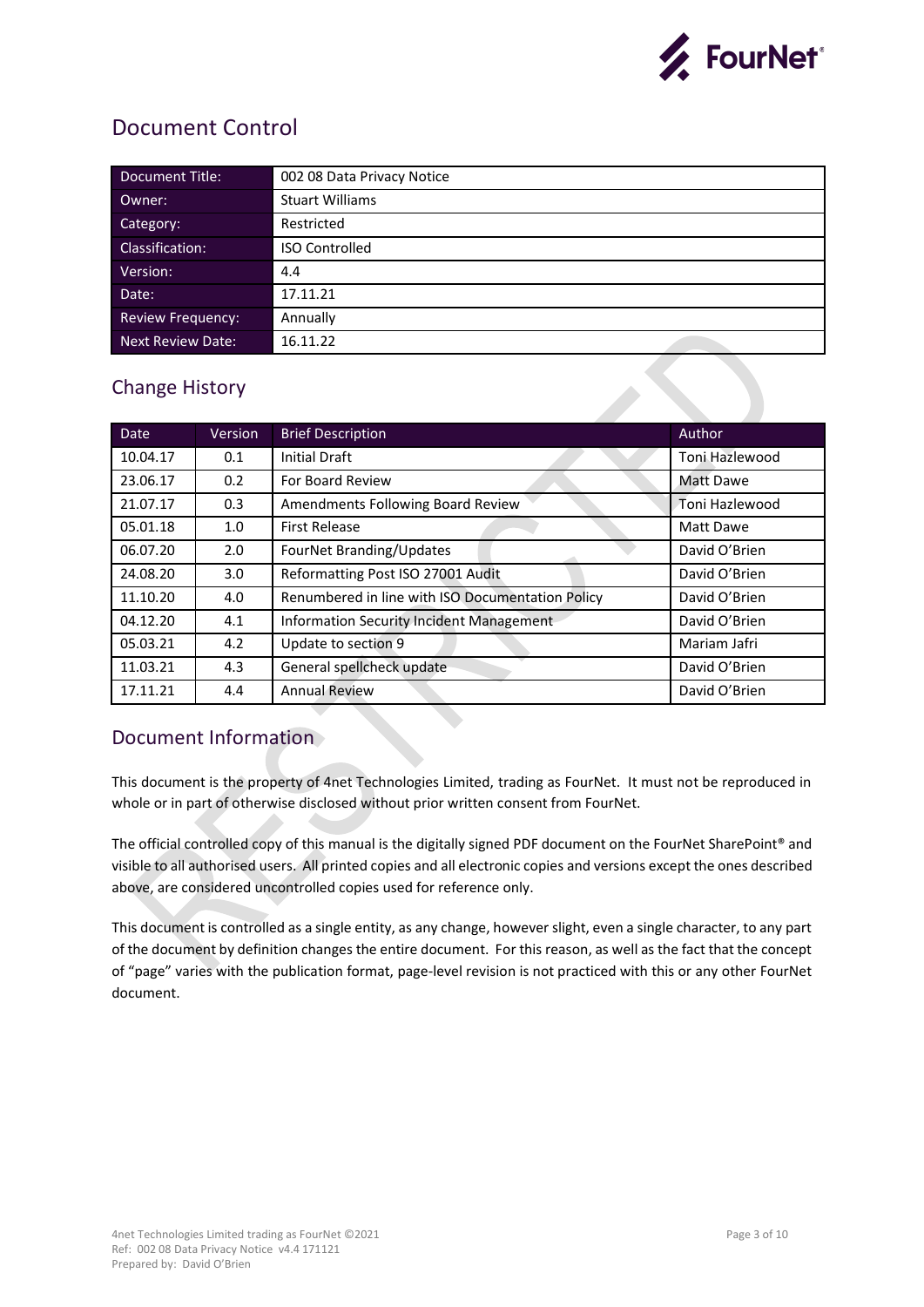# Document Control

| Document Title: | 002 08 Data Privacy Notice |
|---|---|
| Owner: | Stuart Williams |
| Category: | Restricted |
| Classification: | ISO Controlled |
| Version: | 4.4 |
| Date: | 17.11.21 |
| Review Frequency: | Annually |
| Next Review Date: | 16.11.22 |

## Change History

| Date | Version | Brief Description | Author |
|---|---|---|---|
| 10.04.17 | 0.1 | Initial Draft | Toni Hazlewood |
| 23.06.17 | 0.2 | For Board Review | Matt Dawe |
| 21.07.17 | 0.3 | Amendments Following Board Review | Toni Hazlewood |
| 05.01.18 | 1.0 | First Release | Matt Dawe |
| 06.07.20 | 2.0 | FourNet Branding/Updates | David O'Brien |
| 24.08.20 | 3.0 | Reformatting Post ISO 27001 Audit | David O'Brien |
| 11.10.20 | 4.0 | Renumbered in line with ISO Documentation Policy | David O'Brien |
| 04.12.20 | 4.1 | Information Security Incident Management | David O'Brien |
| 05.03.21 | 4.2 | Update to section 9 | Mariam Jafri |
| 11.03.21 | 4.3 | General spellcheck update | David O'Brien |
| 17.11.21 | 4.4 | Annual Review | David O'Brien |

## Document Information

This document is the property of 4net Technologies Limited, trading as FourNet. It must not be reproduced in whole or in part of otherwise disclosed without prior written consent from FourNet.

The official controlled copy of this manual is the digitally signed PDF document on the FourNet SharePoint® and visible to all authorised users. All printed copies and all electronic copies and versions except the ones described above, are considered uncontrolled copies used for reference only.

This document is controlled as a single entity, as any change, however slight, even a single character, to any part of the document by definition changes the entire document. For this reason, as well as the fact that the concept of "page" varies with the publication format, page-level revision is not practiced with this or any other FourNet document.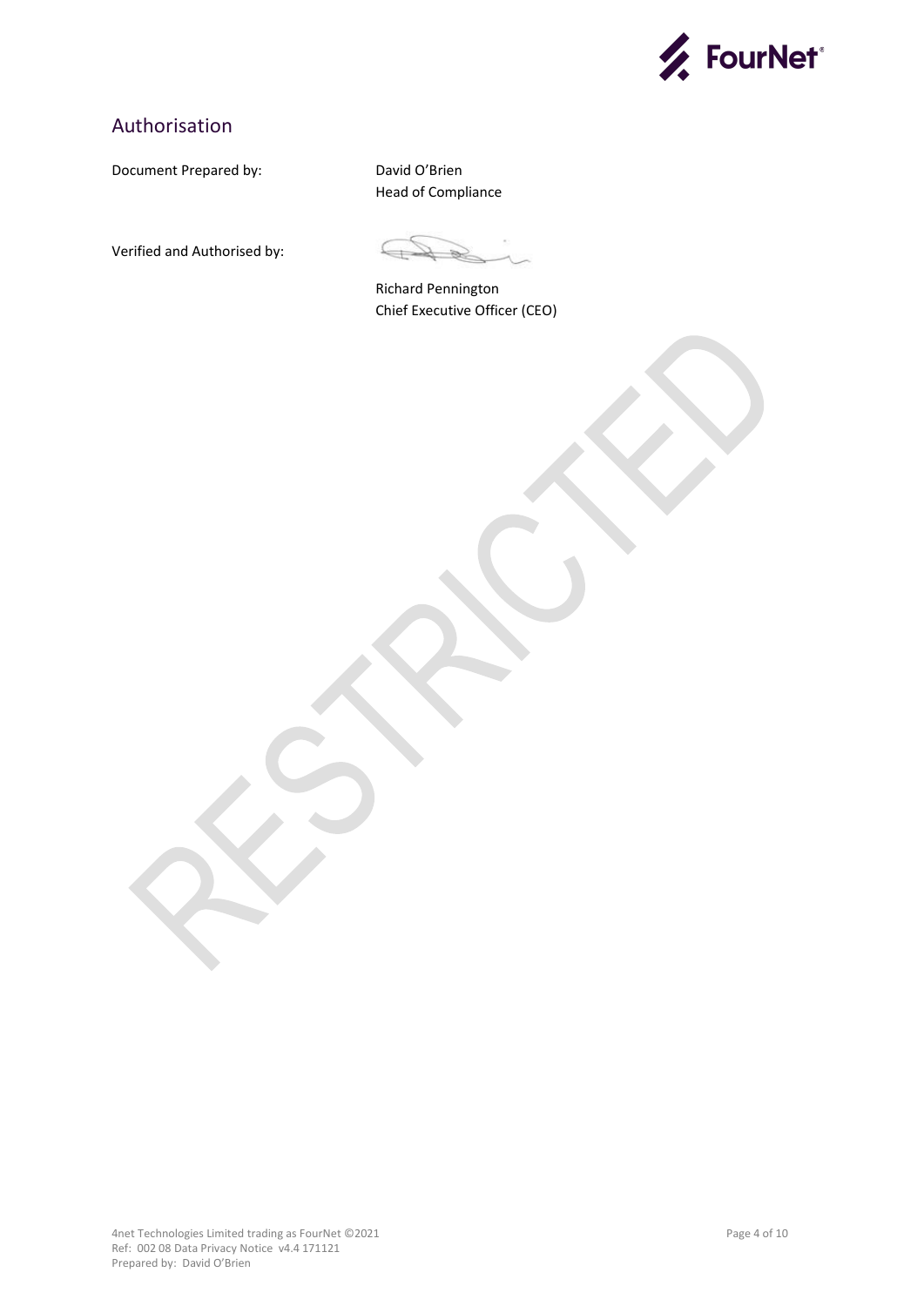## Authorisation

Document Prepared by: David O'Brien
Head of Compliance

Verified and Authorised by:

Richard Pennington
Chief Executive Officer (CEO)

RESTRICTED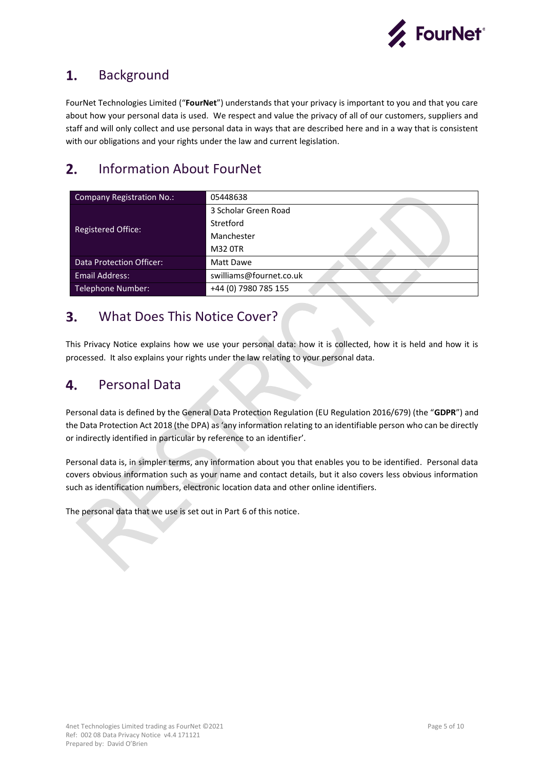## 1. Background

FourNet Technologies Limited ("**FourNet**") understands that your privacy is important to you and that you care about how your personal data is used. We respect and value the privacy of all of our customers, suppliers and staff and will only collect and use personal data in ways that are described here and in a way that is consistent with our obligations and your rights under the law and current legislation.

## 2. Information About FourNet

| | |
|---|---|
| Company Registration No.: | 05448638 |
| Registered Office: | 3 Scholar Green Road<br>Stretford<br>Manchester<br>M32 0TR |
| Data Protection Officer: | Matt Dawe |
| Email Address: | swilliams@fournet.co.uk |
| Telephone Number: | +44 (0) 7980 785 155 |

## 3. What Does This Notice Cover?

This Privacy Notice explains how we use your personal data: how it is collected, how it is held and how it is processed. It also explains your rights under the law relating to your personal data.

## 4. Personal Data

Personal data is defined by the General Data Protection Regulation (EU Regulation 2016/679) (the "**GDPR**") and the Data Protection Act 2018 (the DPA) as 'any information relating to an identifiable person who can be directly or indirectly identified in particular by reference to an identifier'.

Personal data is, in simpler terms, any information about you that enables you to be identified. Personal data covers obvious information such as your name and contact details, but it also covers less obvious information such as identification numbers, electronic location data and other online identifiers.

The personal data that we use is set out in Part 6 of this notice.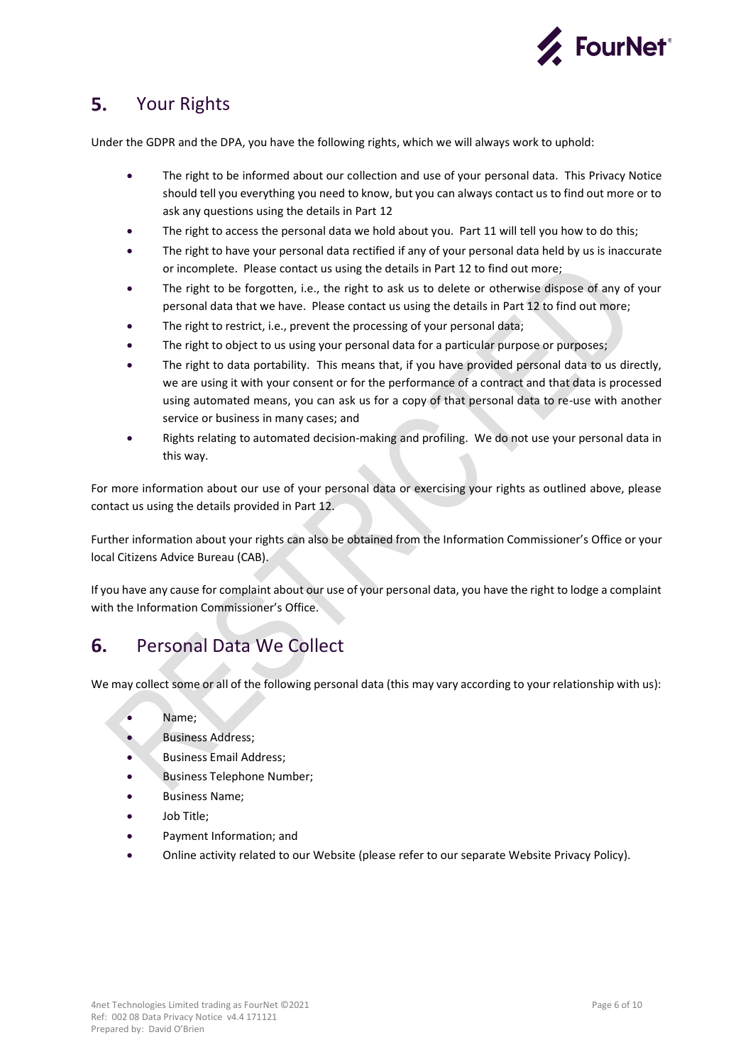## 5. Your Rights

Under the GDPR and the DPA, you have the following rights, which we will always work to uphold:

- The right to be informed about our collection and use of your personal data. This Privacy Notice should tell you everything you need to know, but you can always contact us to find out more or to ask any questions using the details in Part 12
- The right to access the personal data we hold about you. Part 11 will tell you how to do this;
- The right to have your personal data rectified if any of your personal data held by us is inaccurate or incomplete. Please contact us using the details in Part 12 to find out more;
- The right to be forgotten, i.e., the right to ask us to delete or otherwise dispose of any of your personal data that we have. Please contact us using the details in Part 12 to find out more;
- The right to restrict, i.e., prevent the processing of your personal data;
- The right to object to us using your personal data for a particular purpose or purposes;
- The right to data portability. This means that, if you have provided personal data to us directly, we are using it with your consent or for the performance of a contract and that data is processed using automated means, you can ask us for a copy of that personal data to re-use with another service or business in many cases; and
- Rights relating to automated decision-making and profiling. We do not use your personal data in this way.

For more information about our use of your personal data or exercising your rights as outlined above, please contact us using the details provided in Part 12.

Further information about your rights can also be obtained from the Information Commissioner's Office or your local Citizens Advice Bureau (CAB).

If you have any cause for complaint about our use of your personal data, you have the right to lodge a complaint with the Information Commissioner's Office.

## 6. Personal Data We Collect

We may collect some or all of the following personal data (this may vary according to your relationship with us):

- Name;
- Business Address;
- Business Email Address;
- Business Telephone Number;
- Business Name;
- Job Title;
- Payment Information; and
- Online activity related to our Website (please refer to our separate Website Privacy Policy).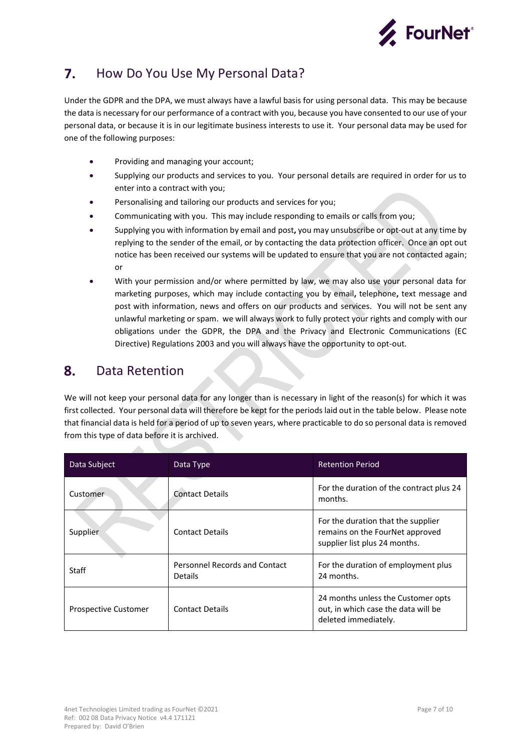## 7. How Do You Use My Personal Data?

Under the GDPR and the DPA, we must always have a lawful basis for using personal data. This may be because the data is necessary for our performance of a contract with you, because you have consented to our use of your personal data, or because it is in our legitimate business interests to use it. Your personal data may be used for one of the following purposes:

- Providing and managing your account;
- Supplying our products and services to you. Your personal details are required in order for us to enter into a contract with you;
- Personalising and tailoring our products and services for you;
- Communicating with you. This may include responding to emails or calls from you;
- Supplying you with information by email and post**,** you may unsubscribe or opt-out at any time by replying to the sender of the email, or by contacting the data protection officer. Once an opt out notice has been received our systems will be updated to ensure that you are not contacted again; or
- With your permission and/or where permitted by law, we may also use your personal data for marketing purposes, which may include contacting you by email**,** telephone**,** text message and post with information, news and offers on our products and services. You will not be sent any unlawful marketing or spam. we will always work to fully protect your rights and comply with our obligations under the GDPR, the DPA and the Privacy and Electronic Communications (EC Directive) Regulations 2003 and you will always have the opportunity to opt-out.

## 8. Data Retention

We will not keep your personal data for any longer than is necessary in light of the reason(s) for which it was first collected. Your personal data will therefore be kept for the periods laid out in the table below. Please note that financial data is held for a period of up to seven years, where practicable to do so personal data is removed from this type of data before it is archived.

| Data Subject | Data Type | Retention Period |
|---|---|---|
| Customer | Contact Details | For the duration of the contract plus 24 months. |
| Supplier | Contact Details | For the duration that the supplier remains on the FourNet approved supplier list plus 24 months. |
| Staff | Personnel Records and Contact Details | For the duration of employment plus 24 months. |
| Prospective Customer | Contact Details | 24 months unless the Customer opts out, in which case the data will be deleted immediately. |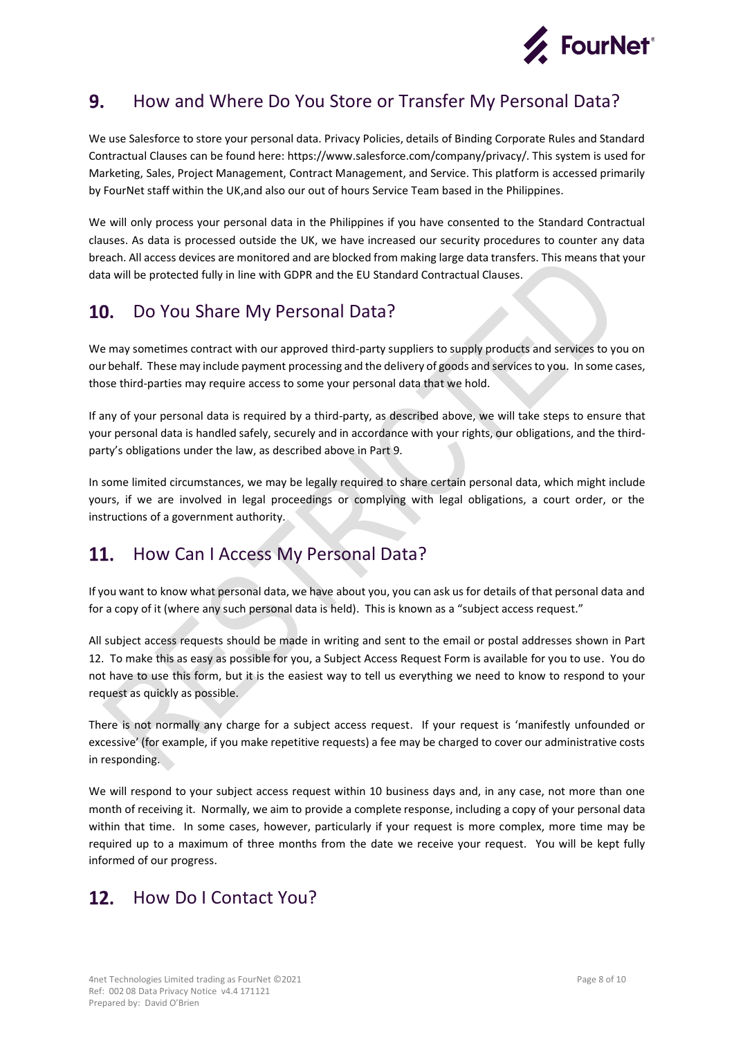## 9. How and Where Do You Store or Transfer My Personal Data?

We use Salesforce to store your personal data. Privacy Policies, details of Binding Corporate Rules and Standard Contractual Clauses can be found here: https://www.salesforce.com/company/privacy/. This system is used for Marketing, Sales, Project Management, Contract Management, and Service. This platform is accessed primarily by FourNet staff within the UK,and also our out of hours Service Team based in the Philippines.

We will only process your personal data in the Philippines if you have consented to the Standard Contractual clauses. As data is processed outside the UK, we have increased our security procedures to counter any data breach. All access devices are monitored and are blocked from making large data transfers. This means that your data will be protected fully in line with GDPR and the EU Standard Contractual Clauses.

## 10. Do You Share My Personal Data?

We may sometimes contract with our approved third-party suppliers to supply products and services to you on our behalf. These may include payment processing and the delivery of goods and services to you. In some cases, those third-parties may require access to some your personal data that we hold.

If any of your personal data is required by a third-party, as described above, we will take steps to ensure that your personal data is handled safely, securely and in accordance with your rights, our obligations, and the third-party's obligations under the law, as described above in Part 9.

In some limited circumstances, we may be legally required to share certain personal data, which might include yours, if we are involved in legal proceedings or complying with legal obligations, a court order, or the instructions of a government authority.

## 11. How Can I Access My Personal Data?

If you want to know what personal data, we have about you, you can ask us for details of that personal data and for a copy of it (where any such personal data is held). This is known as a "subject access request."

All subject access requests should be made in writing and sent to the email or postal addresses shown in Part 12. To make this as easy as possible for you, a Subject Access Request Form is available for you to use. You do not have to use this form, but it is the easiest way to tell us everything we need to know to respond to your request as quickly as possible.

There is not normally any charge for a subject access request. If your request is 'manifestly unfounded or excessive' (for example, if you make repetitive requests) a fee may be charged to cover our administrative costs in responding.

We will respond to your subject access request within 10 business days and, in any case, not more than one month of receiving it. Normally, we aim to provide a complete response, including a copy of your personal data within that time. In some cases, however, particularly if your request is more complex, more time may be required up to a maximum of three months from the date we receive your request. You will be kept fully informed of our progress.

## 12. How Do I Contact You?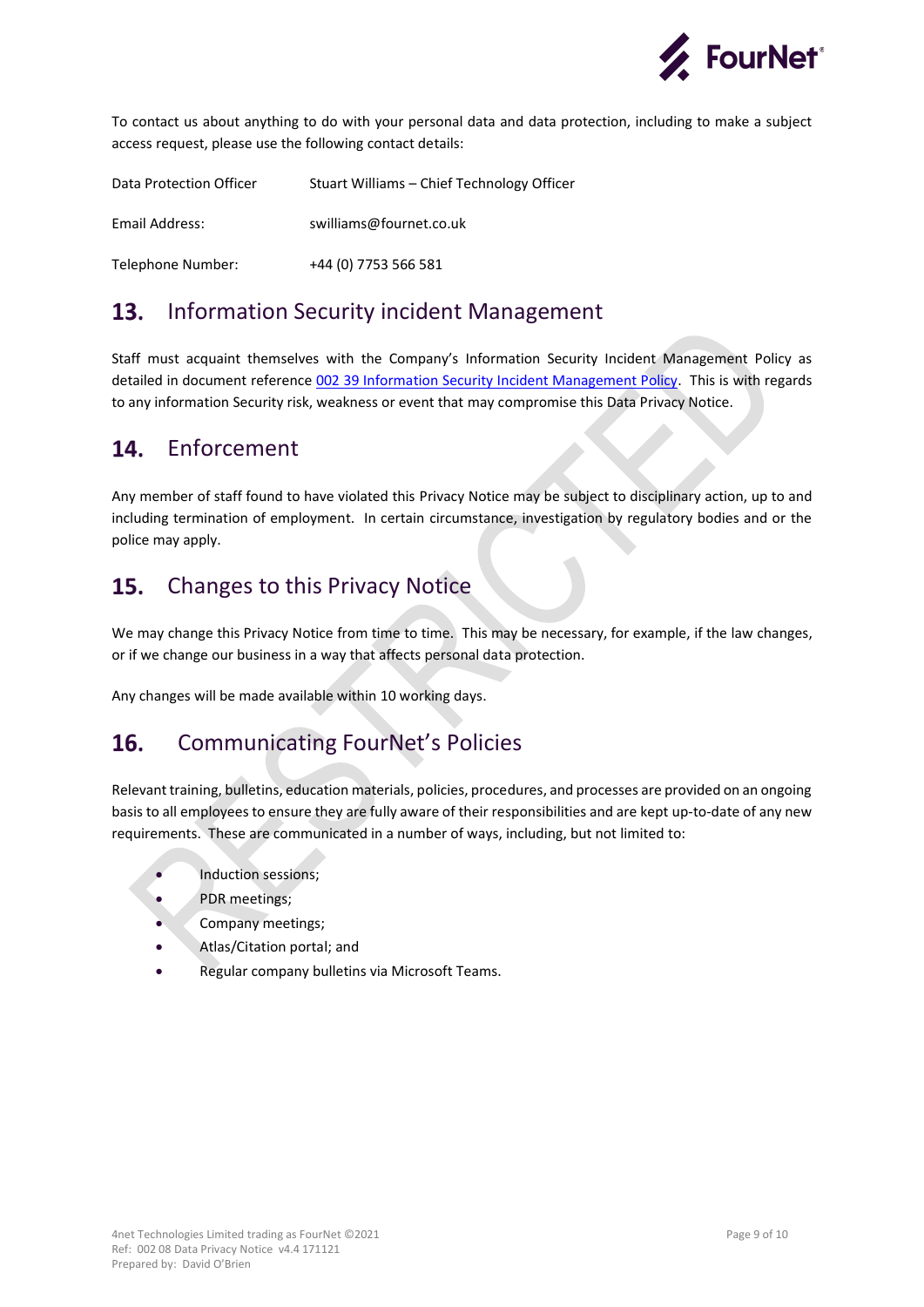To contact us about anything to do with your personal data and data protection, including to make a subject access request, please use the following contact details:

| | |
|---|---|
| Data Protection Officer | Stuart Williams – Chief Technology Officer |
| Email Address: | swilliams@fournet.co.uk |
| Telephone Number: | +44 (0) 7753 566 581 |

## 13. Information Security incident Management

Staff must acquaint themselves with the Company's Information Security Incident Management Policy as detailed in document reference 002 39 Information Security Incident Management Policy. This is with regards to any information Security risk, weakness or event that may compromise this Data Privacy Notice.

## 14. Enforcement

Any member of staff found to have violated this Privacy Notice may be subject to disciplinary action, up to and including termination of employment. In certain circumstance, investigation by regulatory bodies and or the police may apply.

## 15. Changes to this Privacy Notice

We may change this Privacy Notice from time to time. This may be necessary, for example, if the law changes, or if we change our business in a way that affects personal data protection.

Any changes will be made available within 10 working days.

## 16. Communicating FourNet's Policies

Relevant training, bulletins, education materials, policies, procedures, and processes are provided on an ongoing basis to all employees to ensure they are fully aware of their responsibilities and are kept up-to-date of any new requirements. These are communicated in a number of ways, including, but not limited to:

- Induction sessions;
- PDR meetings;
- Company meetings;
- Atlas/Citation portal; and
- Regular company bulletins via Microsoft Teams.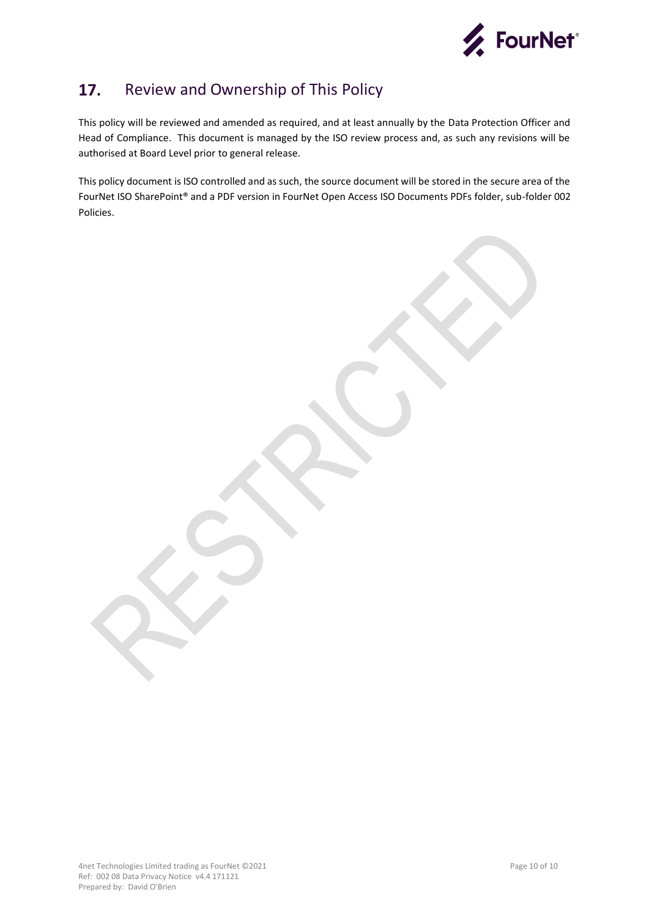## 17. Review and Ownership of This Policy

This policy will be reviewed and amended as required, and at least annually by the Data Protection Officer and Head of Compliance. This document is managed by the ISO review process and, as such any revisions will be authorised at Board Level prior to general release.

This policy document is ISO controlled and as such, the source document will be stored in the secure area of the FourNet ISO SharePoint® and a PDF version in FourNet Open Access ISO Documents PDFs folder, sub-folder 002 Policies.